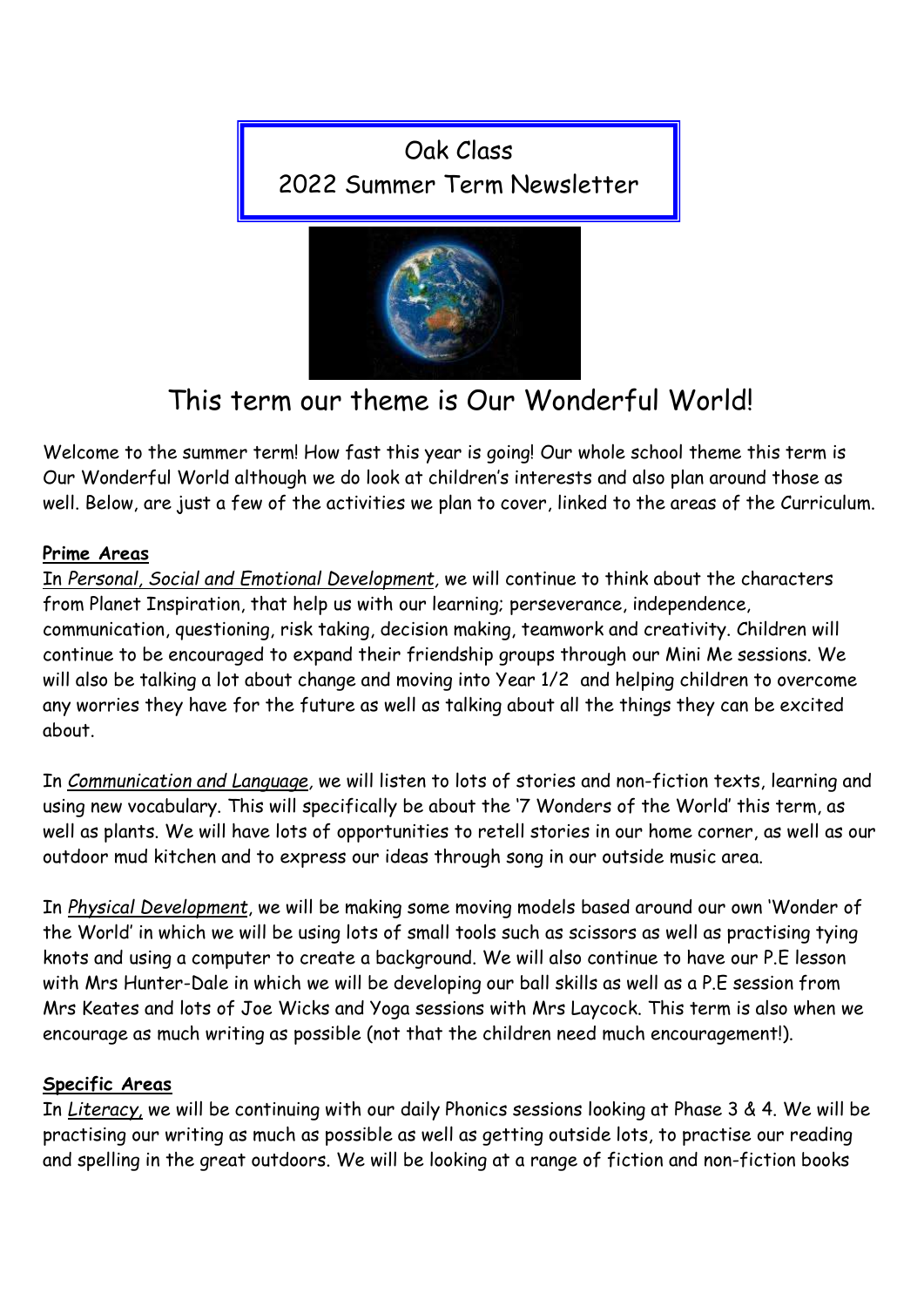# Oak Class
# 2022 Summer Term Newsletter

## This term our theme is Our Wonderful World!

Welcome to the summer term! How fast this year is going! Our whole school theme this term is Our Wonderful World although we do look at children's interests and also plan around those as well. Below, are just a few of the activities we plan to cover, linked to the areas of the Curriculum.

### Prime Areas

In *Personal, Social and Emotional Development*, we will continue to think about the characters from Planet Inspiration, that help us with our learning; perseverance, independence, communication, questioning, risk taking, decision making, teamwork and creativity. Children will continue to be encouraged to expand their friendship groups through our Mini Me sessions. We will also be talking a lot about change and moving into Year 1/2 and helping children to overcome any worries they have for the future as well as talking about all the things they can be excited about.

In *Communication and Language*, we will listen to lots of stories and non-fiction texts, learning and using new vocabulary. This will specifically be about the '7 Wonders of the World' this term, as well as plants. We will have lots of opportunities to retell stories in our home corner, as well as our outdoor mud kitchen and to express our ideas through song in our outside music area.

In *Physical Development*, we will be making some moving models based around our own 'Wonder of the World' in which we will be using lots of small tools such as scissors as well as practising tying knots and using a computer to create a background. We will also continue to have our P.E lesson with Mrs Hunter-Dale in which we will be developing our ball skills as well as a P.E session from Mrs Keates and lots of Joe Wicks and Yoga sessions with Mrs Laycock. This term is also when we encourage as much writing as possible (not that the children need much encouragement!).

### Specific Areas

In *Literacy*, we will be continuing with our daily Phonics sessions looking at Phase 3 & 4. We will be practising our writing as much as possible as well as getting outside lots, to practise our reading and spelling in the great outdoors. We will be looking at a range of fiction and non-fiction books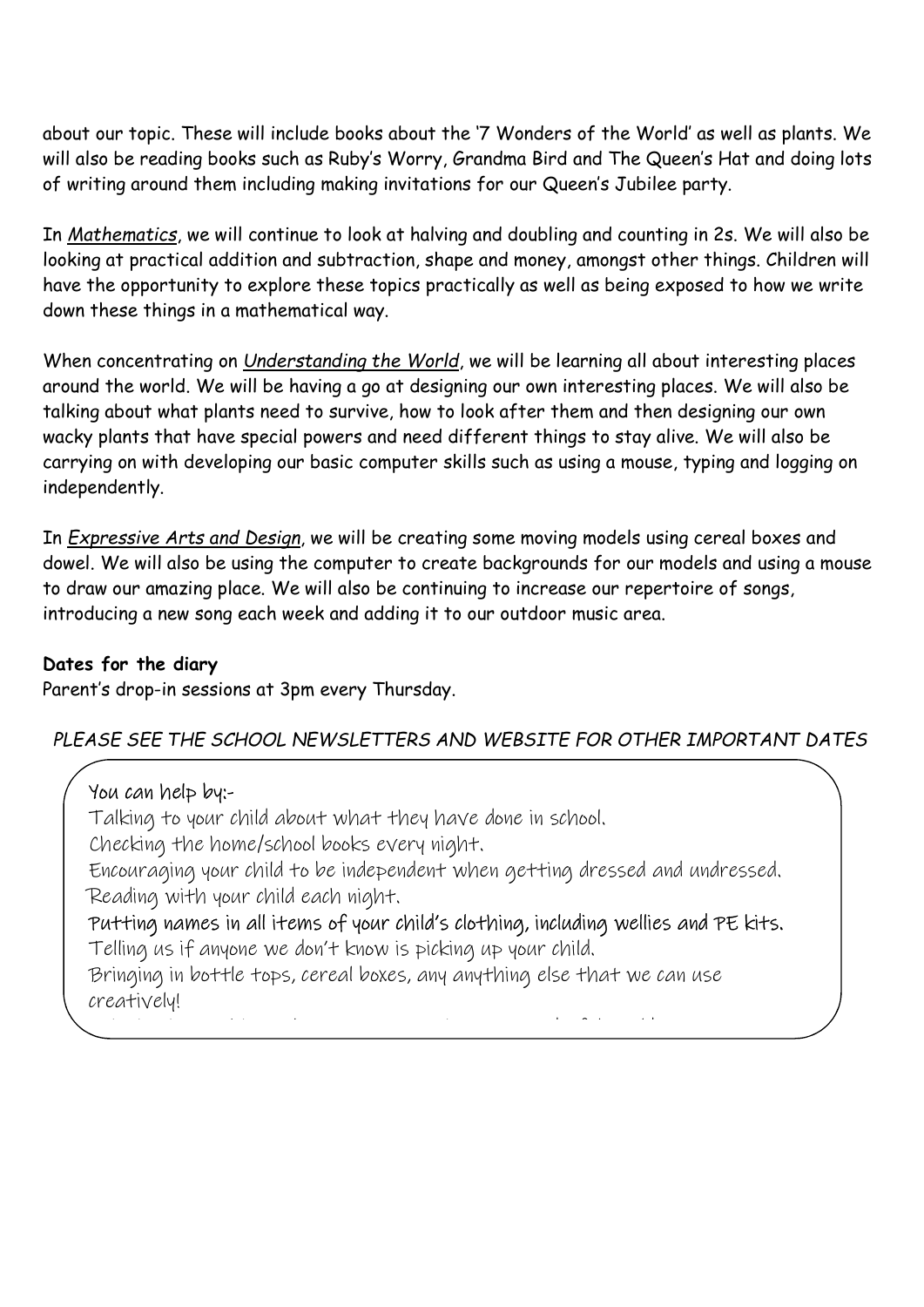about our topic. These will include books about the '7 Wonders of the World' as well as plants. We will also be reading books such as Ruby's Worry, Grandma Bird and The Queen's Hat and doing lots of writing around them including making invitations for our Queen's Jubilee party.

In *Mathematics*, we will continue to look at halving and doubling and counting in 2s. We will also be looking at practical addition and subtraction, shape and money, amongst other things. Children will have the opportunity to explore these topics practically as well as being exposed to how we write down these things in a mathematical way.

When concentrating on *Understanding the World*, we will be learning all about interesting places around the world. We will be having a go at designing our own interesting places. We will also be talking about what plants need to survive, how to look after them and then designing our own wacky plants that have special powers and need different things to stay alive. We will also be carrying on with developing our basic computer skills such as using a mouse, typing and logging on independently.

In *Expressive Arts and Design*, we will be creating some moving models using cereal boxes and dowel. We will also be using the computer to create backgrounds for our models and using a mouse to draw our amazing place. We will also be continuing to increase our repertoire of songs, introducing a new song each week and adding it to our outdoor music area.

**Dates for the diary**

Parent's drop-in sessions at 3pm every Thursday.

*PLEASE SEE THE SCHOOL NEWSLETTERS AND WEBSITE FOR OTHER IMPORTANT DATES*

You can help by:-

Talking to your child about what they have done in school.

Checking the home/school books every night.

Encouraging your child to be independent when getting dressed and undressed.

Reading with your child each night.

Putting names in all items of your child's clothing, including wellies and PE kits.

Telling us if anyone we don't know is picking up your child.

Bringing in bottle tops, cereal boxes, any anything else that we can use creatively!